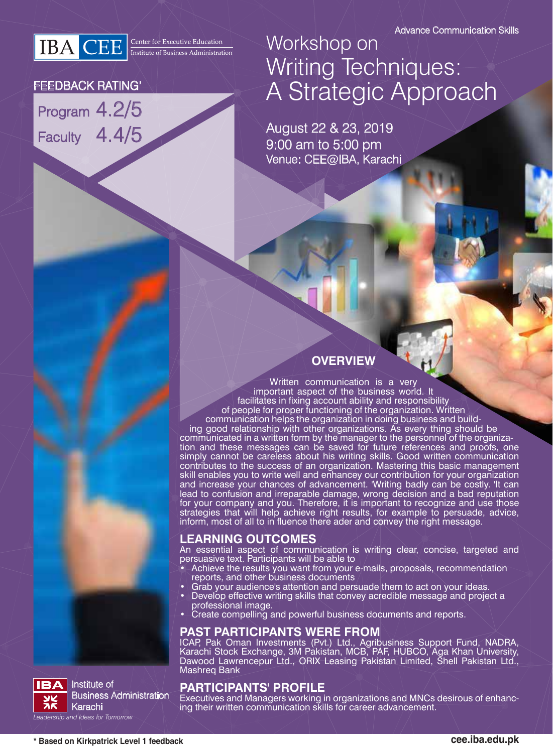IBA CEE Center for Executive Education Institute of Business Administration

Advance Communication Skills

# Workshop on Writing Techniques: A Strategic Approach

August 22 & 23, 2019
9:00 am to 5:00 pm
Venue: CEE@IBA, Karachi

FEEDBACK RATING*

Program 4.2/5

Faculty 4.4/5

## OVERVIEW

Written communication is a very important aspect of the business world. It facilitates in fixing account ability and responsibility of people for proper functioning of the organization. Written communication helps the organization in doing business and building good relationship with other organizations. As every thing should be communicated in a written form by the manager to the personnel of the organization and these messages can be saved for future references and proofs, one simply cannot be careless about his writing skills. Good written communication contributes to the success of an organization. Mastering this basic management skill enables you to write well and enhancey our contribution for your organization and increase your chances of advancement. 'Writing badly can be costly. 'It can lead to confusion and irreparable damage, wrong decision and a bad reputation for your company and you. Therefore, it is important to recognize and use those strategies that will help achieve right results, for example to persuade, advice, inform, most of all to in fluence there ader and convey the right message.

## LEARNING OUTCOMES

An essential aspect of communication is writing clear, concise, targeted and persuasive text. Participants will be able to

- Achieve the results you want from your e-mails, proposals, recommendation reports, and other business documents
- Grab your audience's attention and persuade them to act on your ideas.
- Develop effective writing skills that convey acredible message and project a professional image.
- Create compelling and powerful business documents and reports.

## PAST PARTICIPANTS WERE FROM

ICAP, Pak Oman Investments (Pvt.) Ltd., Agribusiness Support Fund, NADRA, Karachi Stock Exchange, 3M Pakistan, MCB, PAF, HUBCO, Aga Khan University, Dawood Lawrencepur Ltd., ORIX Leasing Pakistan Limited, Shell Pakistan Ltd., Mashreq Bank

## PARTICIPANTS' PROFILE

Executives and Managers working in organizations and MNCs desirous of enhancing their written communication skills for career advancement.

IBA Institute of Business Administration Karachi

*Leadership and Ideas for Tomorrow*

**\* Based on Kirkpatrick Level 1 feedback**

**cee.iba.edu.pk**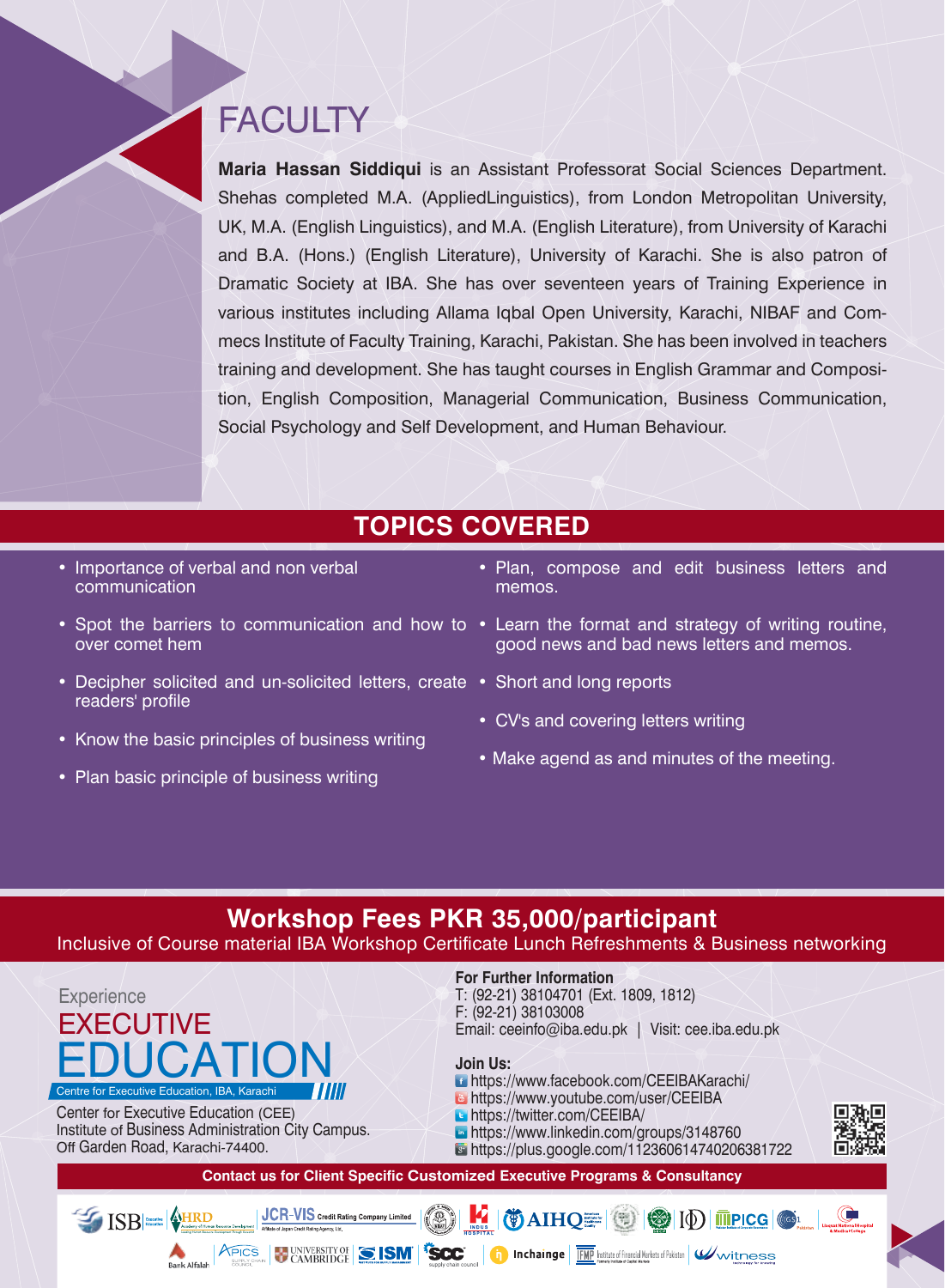# FACULTY

**Maria Hassan Siddiqui** is an Assistant Professorat Social Sciences Department. Shehas completed M.A. (AppliedLinguistics), from London Metropolitan University, UK, M.A. (English Linguistics), and M.A. (English Literature), from University of Karachi and B.A. (Hons.) (English Literature), University of Karachi. She is also patron of Dramatic Society at IBA. She has over seventeen years of Training Experience in various institutes including Allama Iqbal Open University, Karachi, NIBAF and Commecs Institute of Faculty Training, Karachi, Pakistan. She has been involved in teachers training and development. She has taught courses in English Grammar and Composition, English Composition, Managerial Communication, Business Communication, Social Psychology and Self Development, and Human Behaviour.

## TOPICS COVERED

- Importance of verbal and non verbal communication
- Spot the barriers to communication and how to over comet hem
- Decipher solicited and un-solicited letters, create readers' profile
- Know the basic principles of business writing
- Plan basic principle of business writing
- Plan, compose and edit business letters and memos.
- Learn the format and strategy of writing routine, good news and bad news letters and memos.
- Short and long reports
- CV's and covering letters writing
- Make agend as and minutes of the meeting.

## Workshop Fees PKR 35,000/participant

Inclusive of Course material IBA Workshop Certificate Lunch Refreshments & Business networking

Experience
EXECUTIVE
EDUCATION
Centre for Executive Education, IBA, Karachi

Center for Executive Education (CEE)
Institute of Business Administration City Campus.
Off Garden Road, Karachi-74400.

**For Further Information**
T: (92-21) 38104701 (Ext. 1809, 1812)
F: (92-21) 38103008
Email: ceeinfo@iba.edu.pk | Visit: cee.iba.edu.pk

**Join Us:**
https://www.facebook.com/CEEIBAKarachi/
https://www.youtube.com/user/CEEIBA
https://twitter.com/CEEIBA/
https://www.linkedin.com/groups/3148760
https://plus.google.com/112360614740206381722

**Contact us for Client Specific Customized Executive Programs & Consultancy**